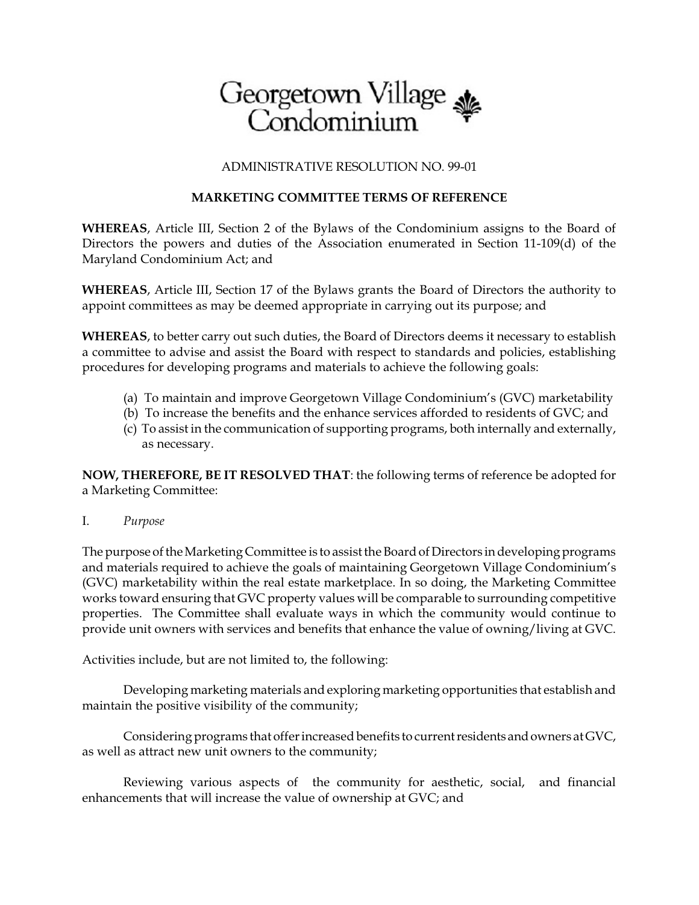# Georgetown Village Condominium

ADMINISTRATIVE RESOLUTION NO. 99-01

**MARKETING COMMITTEE TERMS OF REFERENCE**

**WHEREAS**, Article III, Section 2 of the Bylaws of the Condominium assigns to the Board of Directors the powers and duties of the Association enumerated in Section 11-109(d) of the Maryland Condominium Act; and

**WHEREAS**, Article III, Section 17 of the Bylaws grants the Board of Directors the authority to appoint committees as may be deemed appropriate in carrying out its purpose; and

**WHEREAS**, to better carry out such duties, the Board of Directors deems it necessary to establish a committee to advise and assist the Board with respect to standards and policies, establishing procedures for developing programs and materials to achieve the following goals:

(a) To maintain and improve Georgetown Village Condominium's (GVC) marketability
(b) To increase the benefits and the enhance services afforded to residents of GVC; and
(c) To assist in the communication of supporting programs, both internally and externally, as necessary.

**NOW, THEREFORE, BE IT RESOLVED THAT**: the following terms of reference be adopted for a Marketing Committee:

I. *Purpose*

The purpose of the Marketing Committee is to assist the Board of Directors in developing programs and materials required to achieve the goals of maintaining Georgetown Village Condominium's (GVC) marketability within the real estate marketplace. In so doing, the Marketing Committee works toward ensuring that GVC property values will be comparable to surrounding competitive properties. The Committee shall evaluate ways in which the community would continue to provide unit owners with services and benefits that enhance the value of owning/living at GVC.

Activities include, but are not limited to, the following:

Developing marketing materials and exploring marketing opportunities that establish and maintain the positive visibility of the community;

Considering programs that offer increased benefits to current residents and owners at GVC, as well as attract new unit owners to the community;

Reviewing various aspects of the community for aesthetic, social, and financial enhancements that will increase the value of ownership at GVC; and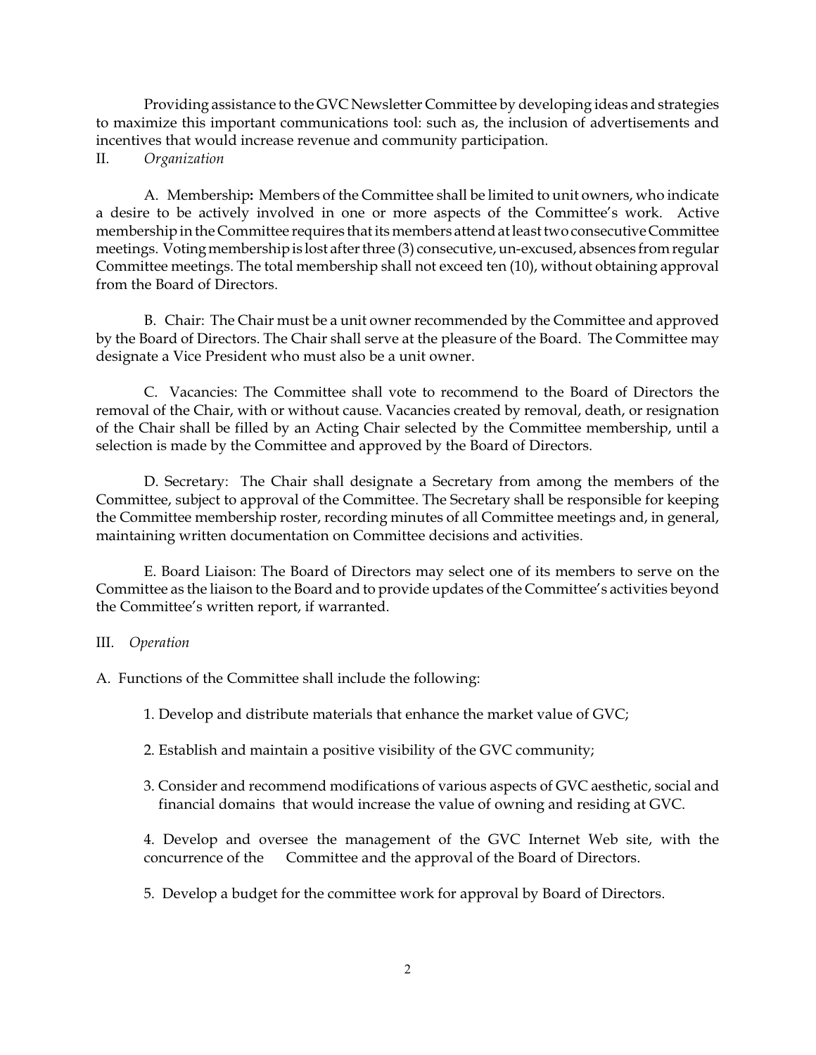Providing assistance to the GVC Newsletter Committee by developing ideas and strategies to maximize this important communications tool: such as, the inclusion of advertisements and incentives that would increase revenue and community participation.

II. *Organization*

A. Membership**:** Members of the Committee shall be limited to unit owners, who indicate a desire to be actively involved in one or more aspects of the Committee's work. Active membership in the Committee requires that its members attend at least two consecutive Committee meetings. Voting membership is lost after three (3) consecutive, un-excused, absences from regular Committee meetings. The total membership shall not exceed ten (10), without obtaining approval from the Board of Directors.

B. Chair: The Chair must be a unit owner recommended by the Committee and approved by the Board of Directors. The Chair shall serve at the pleasure of the Board. The Committee may designate a Vice President who must also be a unit owner.

C. Vacancies: The Committee shall vote to recommend to the Board of Directors the removal of the Chair, with or without cause. Vacancies created by removal, death, or resignation of the Chair shall be filled by an Acting Chair selected by the Committee membership, until a selection is made by the Committee and approved by the Board of Directors.

D. Secretary: The Chair shall designate a Secretary from among the members of the Committee, subject to approval of the Committee. The Secretary shall be responsible for keeping the Committee membership roster, recording minutes of all Committee meetings and, in general, maintaining written documentation on Committee decisions and activities.

E. Board Liaison: The Board of Directors may select one of its members to serve on the Committee as the liaison to the Board and to provide updates of the Committee's activities beyond the Committee's written report, if warranted.

III. *Operation*

A. Functions of the Committee shall include the following:

1. Develop and distribute materials that enhance the market value of GVC;

2. Establish and maintain a positive visibility of the GVC community;

3. Consider and recommend modifications of various aspects of GVC aesthetic, social and financial domains that would increase the value of owning and residing at GVC.

4. Develop and oversee the management of the GVC Internet Web site, with the concurrence of the Committee and the approval of the Board of Directors.

5. Develop a budget for the committee work for approval by Board of Directors.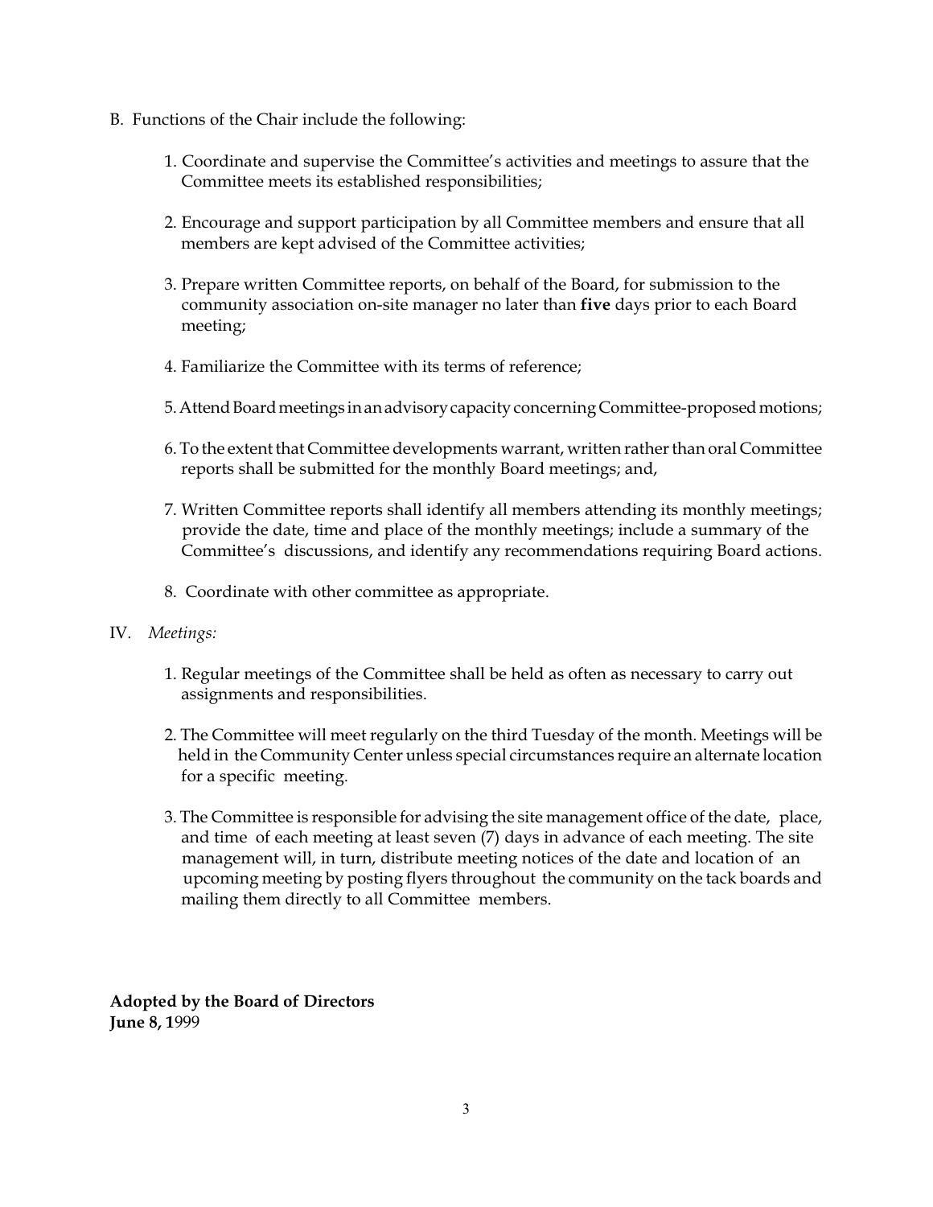B. Functions of the Chair include the following:

1. Coordinate and supervise the Committee's activities and meetings to assure that the Committee meets its established responsibilities;

2. Encourage and support participation by all Committee members and ensure that all members are kept advised of the Committee activities;

3. Prepare written Committee reports, on behalf of the Board, for submission to the community association on-site manager no later than **five** days prior to each Board meeting;

4. Familiarize the Committee with its terms of reference;

5. Attend Board meetings in an advisory capacity concerning Committee-proposed motions;

6. To the extent that Committee developments warrant, written rather than oral Committee reports shall be submitted for the monthly Board meetings; and,

7. Written Committee reports shall identify all members attending its monthly meetings; provide the date, time and place of the monthly meetings; include a summary of the Committee's discussions, and identify any recommendations requiring Board actions.

8. Coordinate with other committee as appropriate.

IV. *Meetings:*

1. Regular meetings of the Committee shall be held as often as necessary to carry out assignments and responsibilities.

2. The Committee will meet regularly on the third Tuesday of the month. Meetings will be held in the Community Center unless special circumstances require an alternate location for a specific meeting.

3. The Committee is responsible for advising the site management office of the date, place, and time of each meeting at least seven (7) days in advance of each meeting. The site management will, in turn, distribute meeting notices of the date and location of an upcoming meeting by posting flyers throughout the community on the tack boards and mailing them directly to all Committee members.

**Adopted by the Board of Directors**
**June 8, 1**999